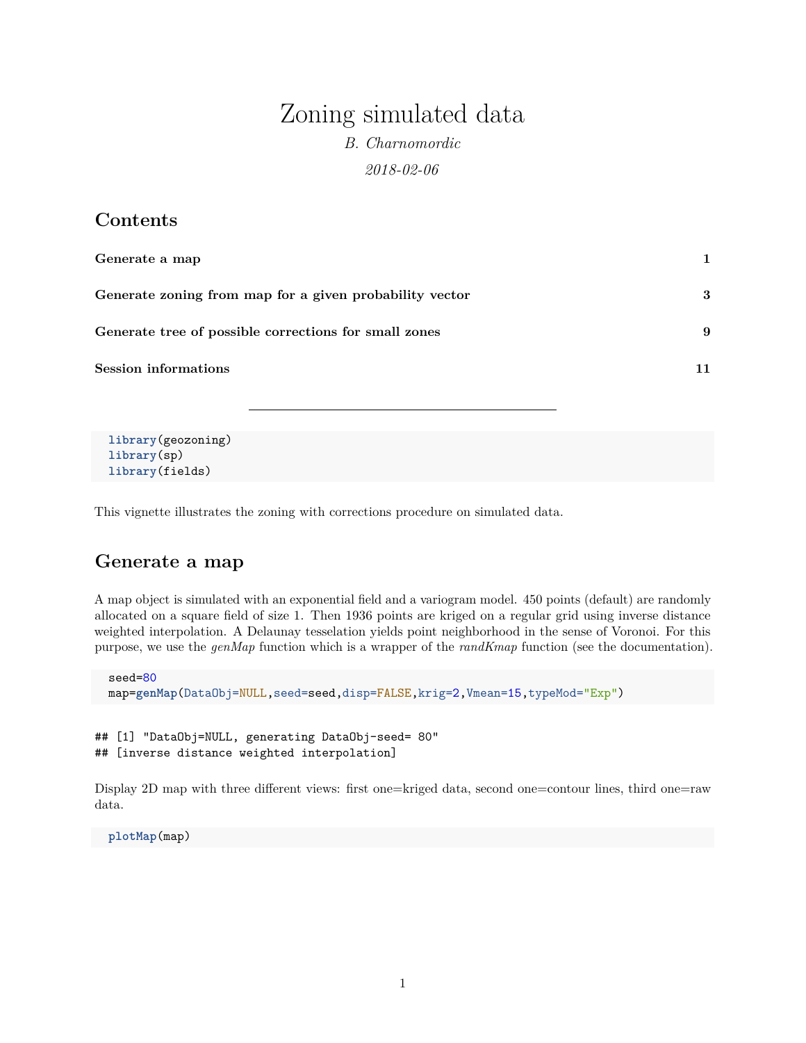# Zoning simulated data

*B. Charnomordic*

*2018-02-06*

## Contents

**Generate a map** **1**

**Generate zoning from map for a given probability vector** **3**

**Generate tree of possible corrections for small zones** **9**

**Session informations** **11**

---

```
library(geozoning)
library(sp)
library(fields)
```

This vignette illustrates the zoning with corrections procedure on simulated data.

## Generate a map

A map object is simulated with an exponential field and a variogram model. 450 points (default) are randomly allocated on a square field of size 1. Then 1936 points are kriged on a regular grid using inverse distance weighted interpolation. A Delaunay tesselation yields point neighborhood in the sense of Voronoi. For this purpose, we use the *genMap* function which is a wrapper of the *randKmap* function (see the documentation).

```
seed=80
map=genMap(DataObj=NULL,seed=seed,disp=FALSE,krig=2,Vmean=15,typeMod="Exp")
```

```
## [1] "DataObj=NULL, generating DataObj-seed= 80"
## [inverse distance weighted interpolation]
```

Display 2D map with three different views: first one=kriged data, second one=contour lines, third one=raw data.

```
plotMap(map)
```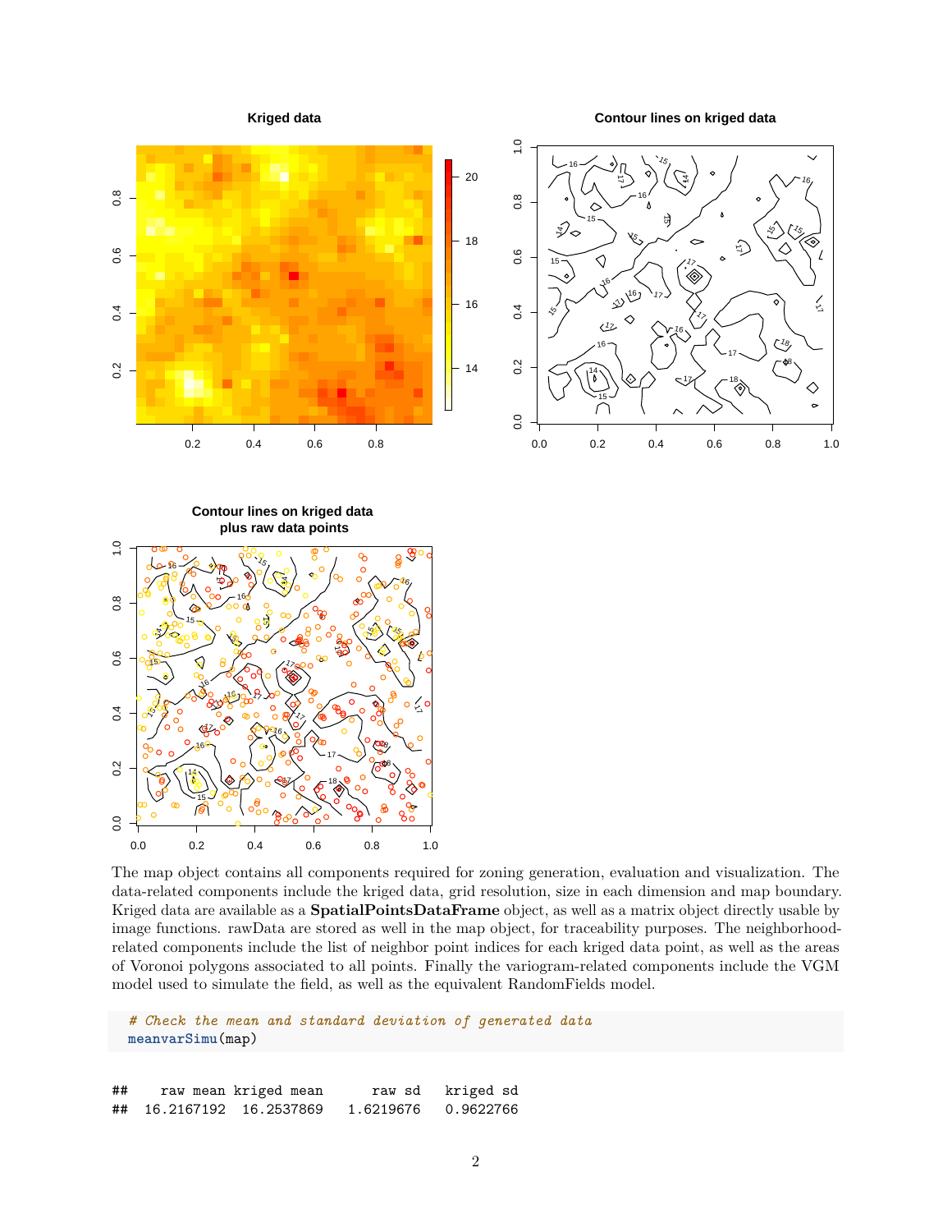The map object contains all components required for zoning generation, evaluation and visualization. The data-related components include the kriged data, grid resolution, size in each dimension and map boundary. Kriged data are available as a **SpatialPointsDataFrame** object, as well as a matrix object directly usable by image functions. rawData are stored as well in the map object, for traceability purposes. The neighborhood-related components include the list of neighbor point indices for each kriged data point, as well as the areas of Voronoi polygons associated to all points. Finally the variogram-related components include the VGM model used to simulate the field, as well as the equivalent RandomFields model.

```
# Check the mean and standard deviation of generated data
meanvarSimu(map)
```

```
##    raw mean kriged mean     raw sd   kriged sd
##  16.2167192  16.2537869  1.6219676   0.9622766
```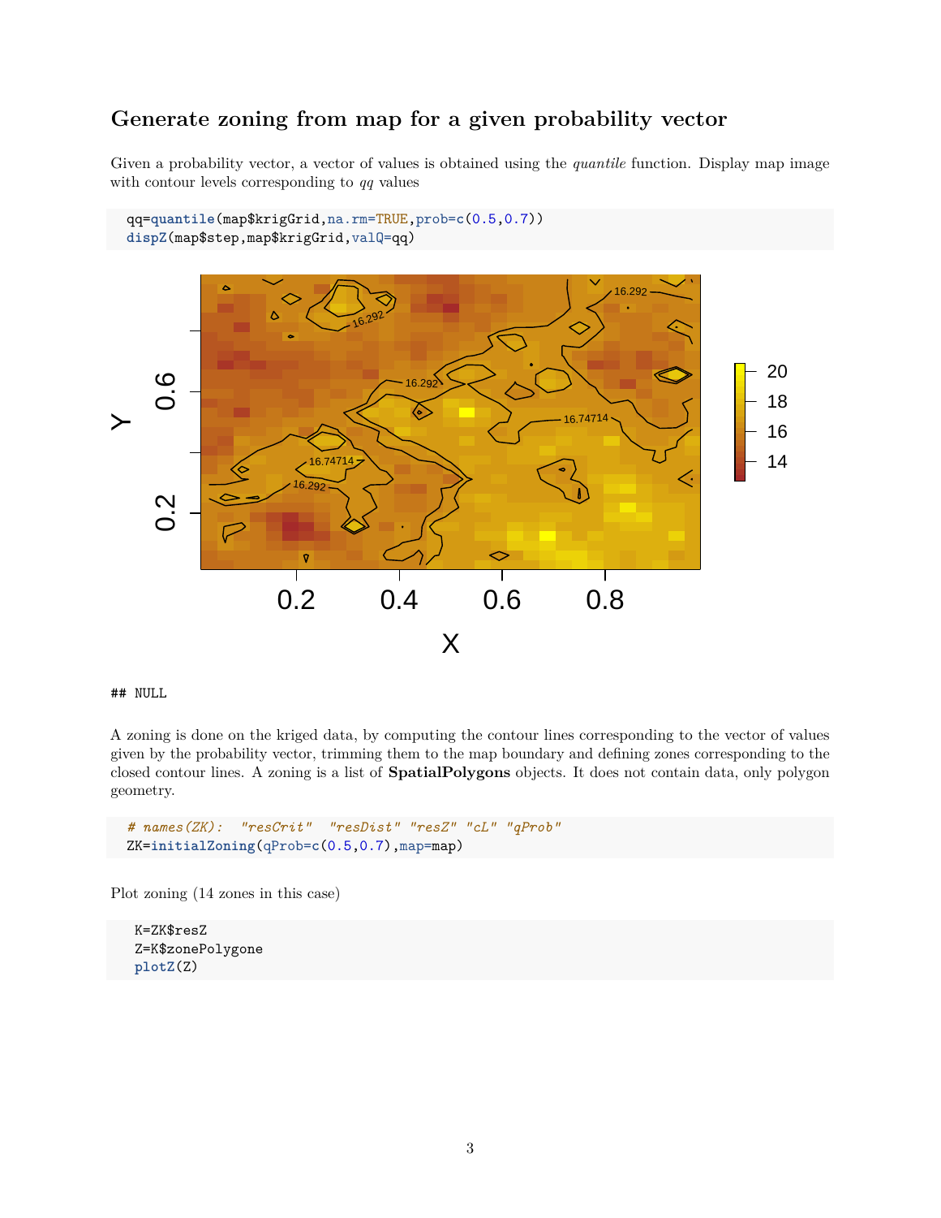## Generate zoning from map for a given probability vector

Given a probability vector, a vector of values is obtained using the *quantile* function. Display map image with contour levels corresponding to *qq* values

```
qq=quantile(map$krigGrid,na.rm=TRUE,prob=c(0.5,0.7))
dispZ(map$step,map$krigGrid,valQ=qq)
```

```
## NULL
```

A zoning is done on the kriged data, by computing the contour lines corresponding to the vector of values given by the probability vector, trimming them to the map boundary and defining zones corresponding to the closed contour lines. A zoning is a list of **SpatialPolygons** objects. It does not contain data, only polygon geometry.

```
# names(ZK):  "resCrit"  "resDist" "resZ" "cL" "qProb"
ZK=initialZoning(qProb=c(0.5,0.7),map=map)
```

Plot zoning (14 zones in this case)

```
K=ZK$resZ
Z=K$zonePolygone
plotZ(Z)
```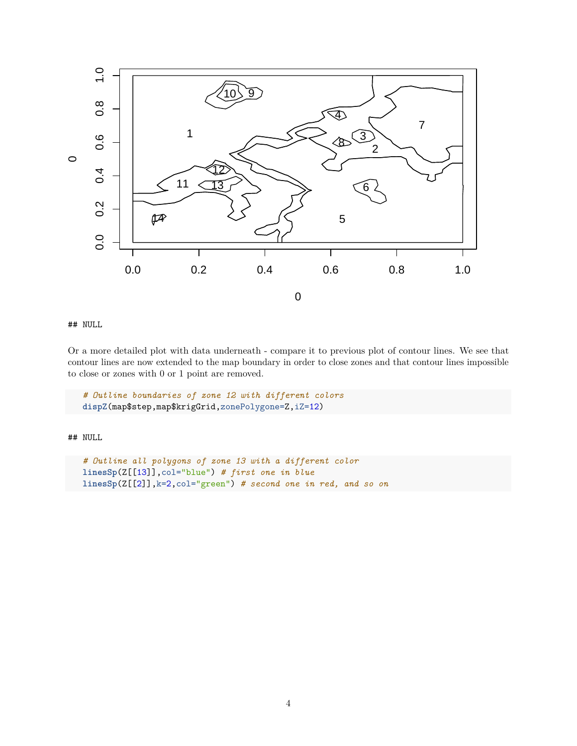## NULL

Or a more detailed plot with data underneath - compare it to previous plot of contour lines. We see that contour lines are now extended to the map boundary in order to close zones and that contour lines impossible to close or zones with 0 or 1 point are removed.

```
# Outline boundaries of zone 12 with different colors
dispZ(map$step,map$krigGrid,zonePolygone=Z,iZ=12)
```

## NULL

```
# Outline all polygons of zone 13 with a different color
linesSp(Z[[13]],col="blue") # first one in blue
linesSp(Z[[2]],k=2,col="green") # second one in red, and so on
```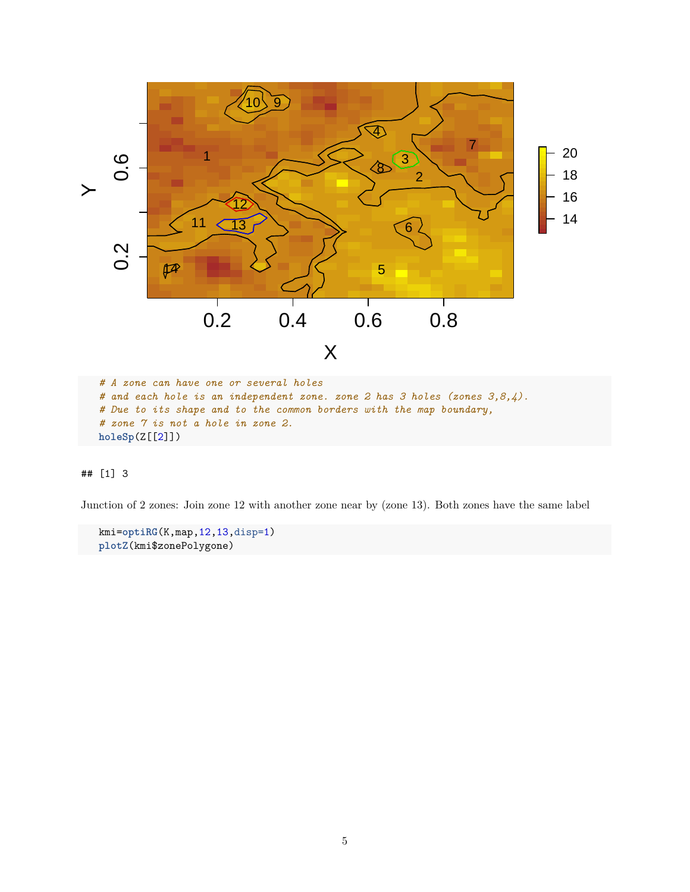```
# A zone can have one or several holes
# and each hole is an independent zone. zone 2 has 3 holes (zones 3,8,4).
# Due to its shape and to the common borders with the map boundary,
# zone 7 is not a hole in zone 2.
holeSp(Z[[2]])
```

```
## [1] 3
```

Junction of 2 zones: Join zone 12 with another zone near by (zone 13). Both zones have the same label

```
kmi=optiRG(K,map,12,13,disp=1)
plotZ(kmi$zonePolygone)
```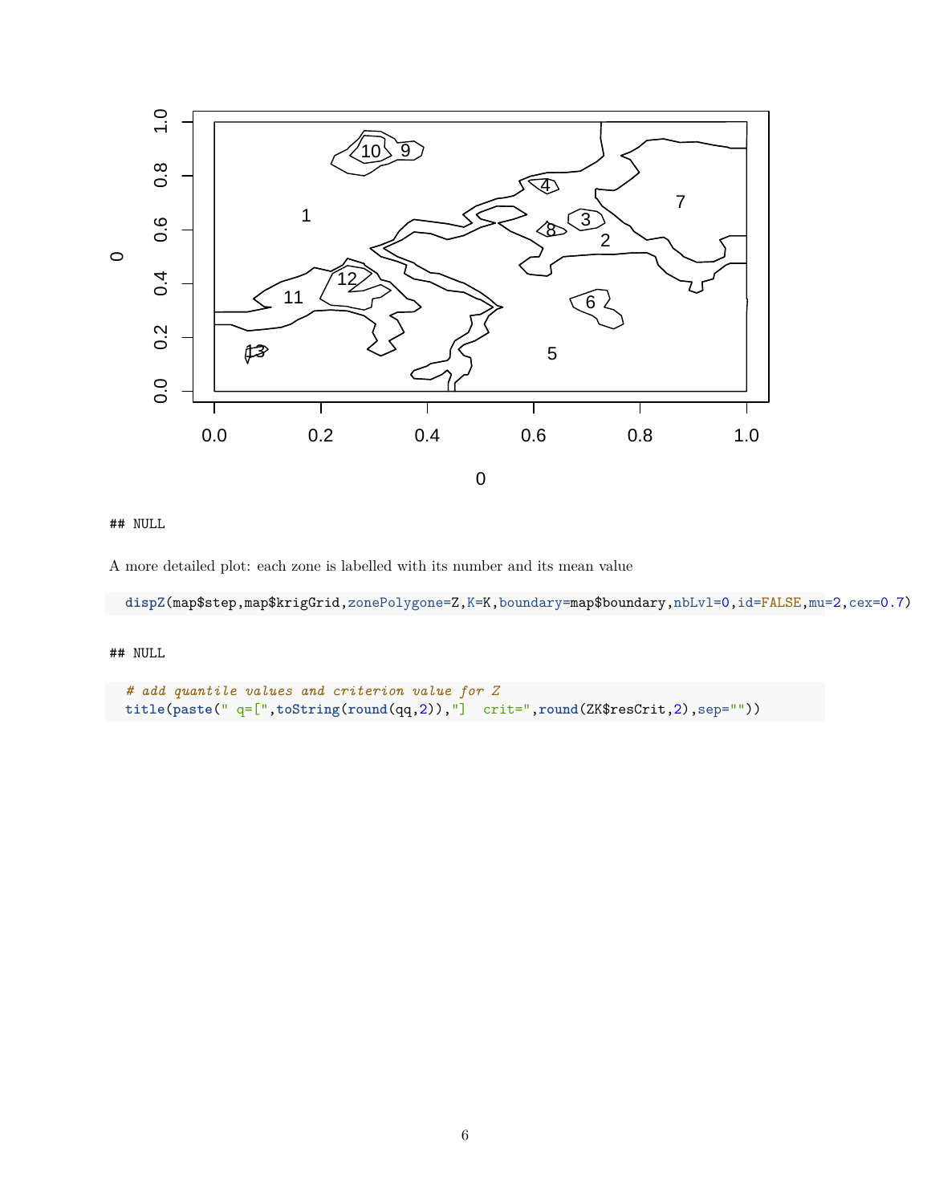```
## NULL
```

A more detailed plot: each zone is labelled with its number and its mean value

```r
dispZ(map$step,map$krigGrid,zonePolygone=Z,K=K,boundary=map$boundary,nbLvl=0,id=FALSE,mu=2,cex=0.7)
```

```
## NULL
```

```r
# add quantile values and criterion value for Z
title(paste(" q=[",toString(round(qq,2)),"]  crit=",round(ZK$resCrit,2),sep=""))
```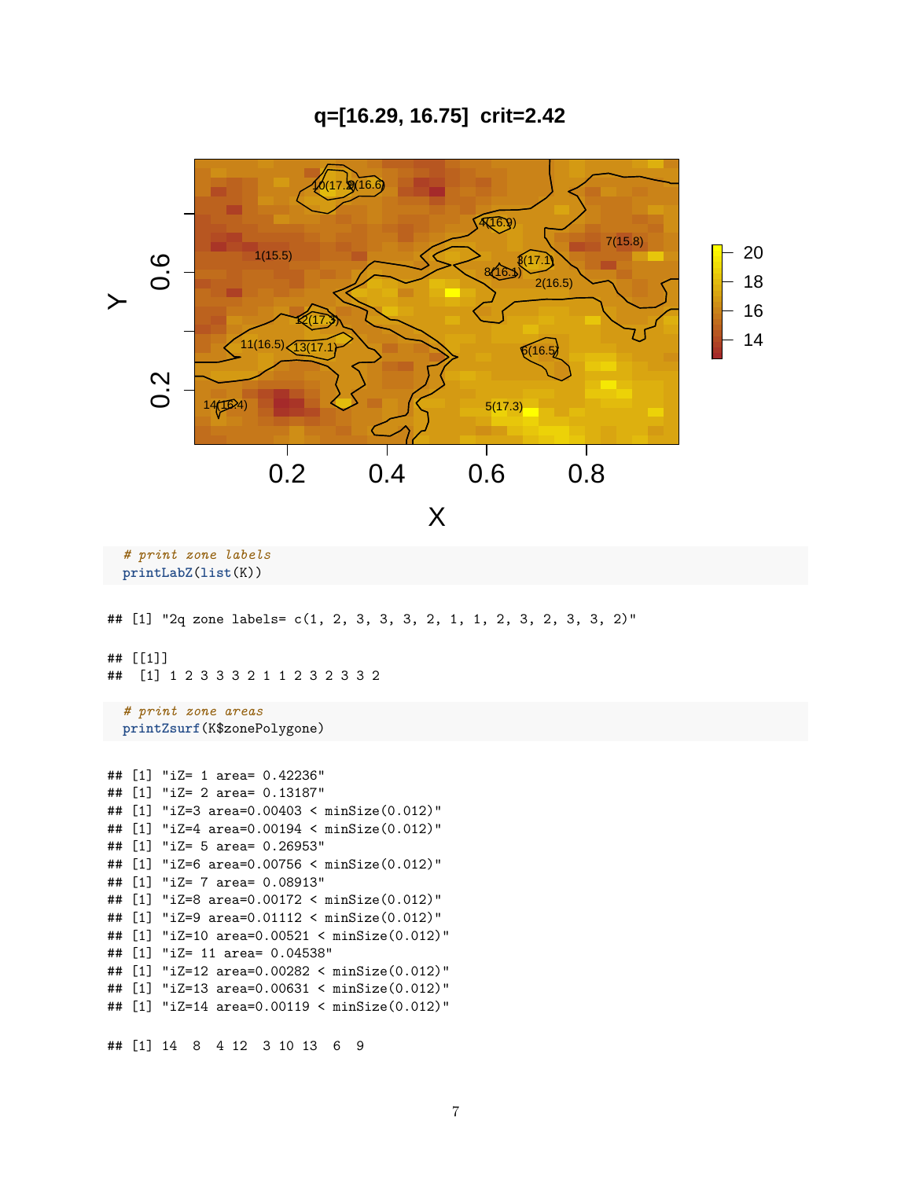**q=[16.29, 16.75]  crit=2.42**

```r
# print zone labels
printLabZ(list(K))
```

```
## [1] "2q zone labels= c(1, 2, 3, 3, 3, 2, 1, 1, 2, 3, 2, 3, 3, 2)"

## [[1]]
##  [1] 1 2 3 3 3 2 1 1 2 3 2 3 3 2
```

```r
# print zone areas
printZsurf(K$zonePolygone)
```

```
## [1] "iZ= 1 area= 0.42236"
## [1] "iZ= 2 area= 0.13187"
## [1] "iZ=3 area=0.00403 < minSize(0.012)"
## [1] "iZ=4 area=0.00194 < minSize(0.012)"
## [1] "iZ= 5 area= 0.26953"
## [1] "iZ=6 area=0.00756 < minSize(0.012)"
## [1] "iZ= 7 area= 0.08913"
## [1] "iZ=8 area=0.00172 < minSize(0.012)"
## [1] "iZ=9 area=0.01112 < minSize(0.012)"
## [1] "iZ=10 area=0.00521 < minSize(0.012)"
## [1] "iZ= 11 area= 0.04538"
## [1] "iZ=12 area=0.00282 < minSize(0.012)"
## [1] "iZ=13 area=0.00631 < minSize(0.012)"
## [1] "iZ=14 area=0.00119 < minSize(0.012)"

## [1] 14  8  4 12  3 10 13  6  9
```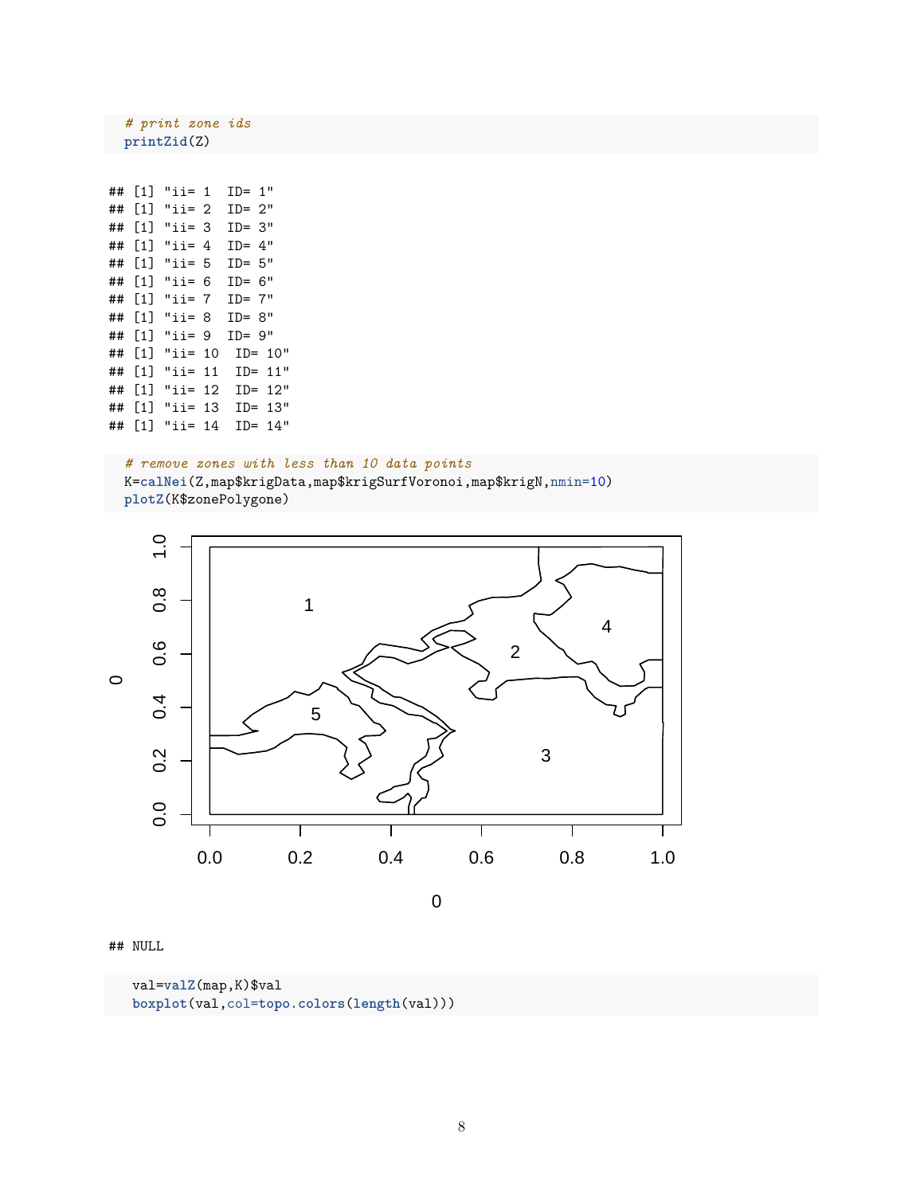```
# print zone ids
printZid(Z)
```

```
## [1] "ii= 1  ID= 1"
## [1] "ii= 2  ID= 2"
## [1] "ii= 3  ID= 3"
## [1] "ii= 4  ID= 4"
## [1] "ii= 5  ID= 5"
## [1] "ii= 6  ID= 6"
## [1] "ii= 7  ID= 7"
## [1] "ii= 8  ID= 8"
## [1] "ii= 9  ID= 9"
## [1] "ii= 10  ID= 10"
## [1] "ii= 11  ID= 11"
## [1] "ii= 12  ID= 12"
## [1] "ii= 13  ID= 13"
## [1] "ii= 14  ID= 14"
```

```
# remove zones with less than 10 data points
K=calNei(Z,map$krigData,map$krigSurfVoronoi,map$krigN,nmin=10)
plotZ(K$zonePolygone)
```

```
## NULL
```

```
val=valZ(map,K)$val
boxplot(val,col=topo.colors(length(val)))
```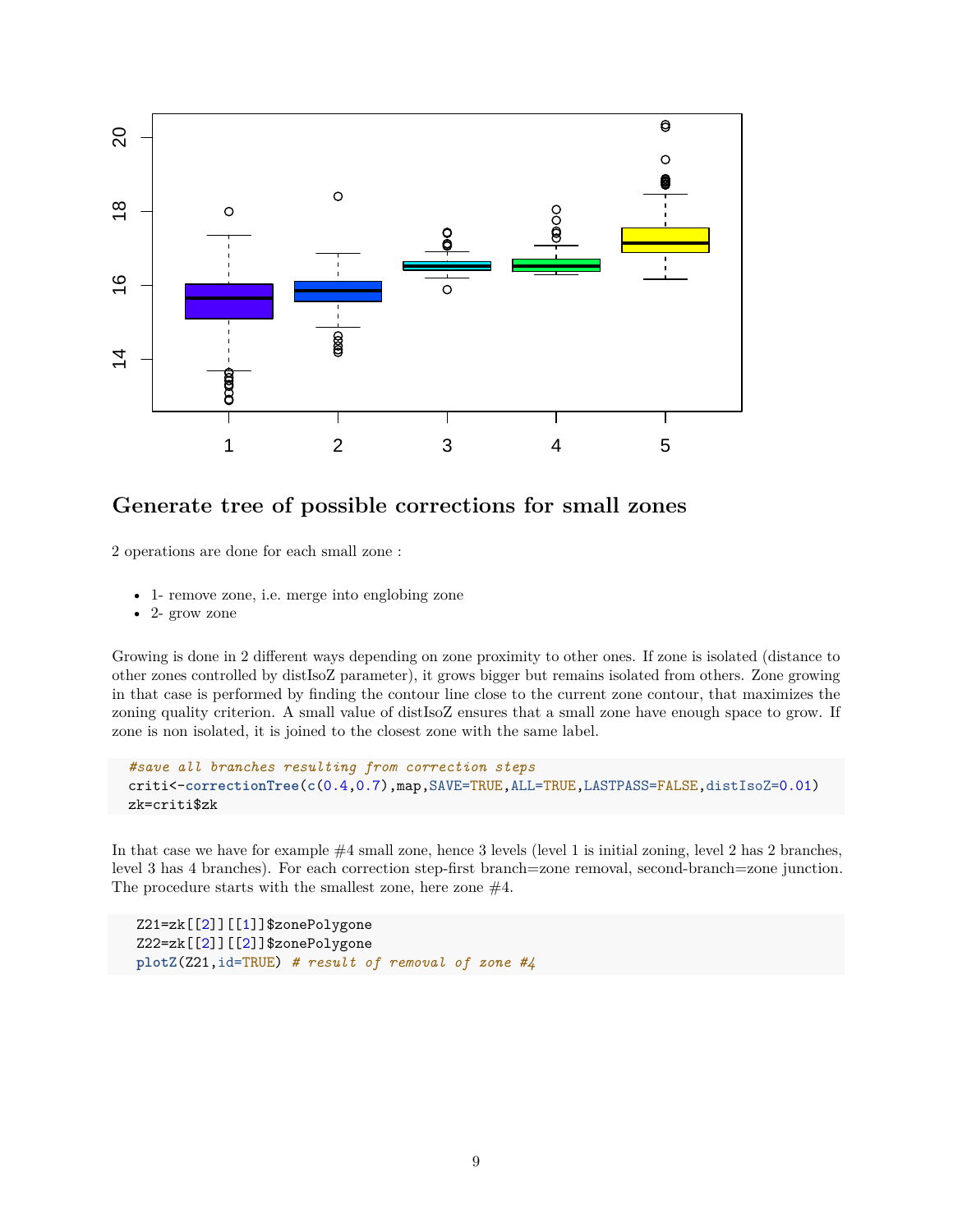## Generate tree of possible corrections for small zones

2 operations are done for each small zone :

- 1- remove zone, i.e. merge into englobing zone
- 2- grow zone

Growing is done in 2 different ways depending on zone proximity to other ones. If zone is isolated (distance to other zones controlled by distIsoZ parameter), it grows bigger but remains isolated from others. Zone growing in that case is performed by finding the contour line close to the current zone contour, that maximizes the zoning quality criterion. A small value of distIsoZ ensures that a small zone have enough space to grow. If zone is non isolated, it is joined to the closest zone with the same label.

```
#save all branches resulting from correction steps
criti<-correctionTree(c(0.4,0.7),map,SAVE=TRUE,ALL=TRUE,LASTPASS=FALSE,distIsoZ=0.01)
zk=criti$zk
```

In that case we have for example #4 small zone, hence 3 levels (level 1 is initial zoning, level 2 has 2 branches, level 3 has 4 branches). For each correction step-first branch=zone removal, second-branch=zone junction. The procedure starts with the smallest zone, here zone #4.

```
Z21=zk[[2]][[1]]$zonePolygone
Z22=zk[[2]][[2]]$zonePolygone
plotZ(Z21,id=TRUE) # result of removal of zone #4
```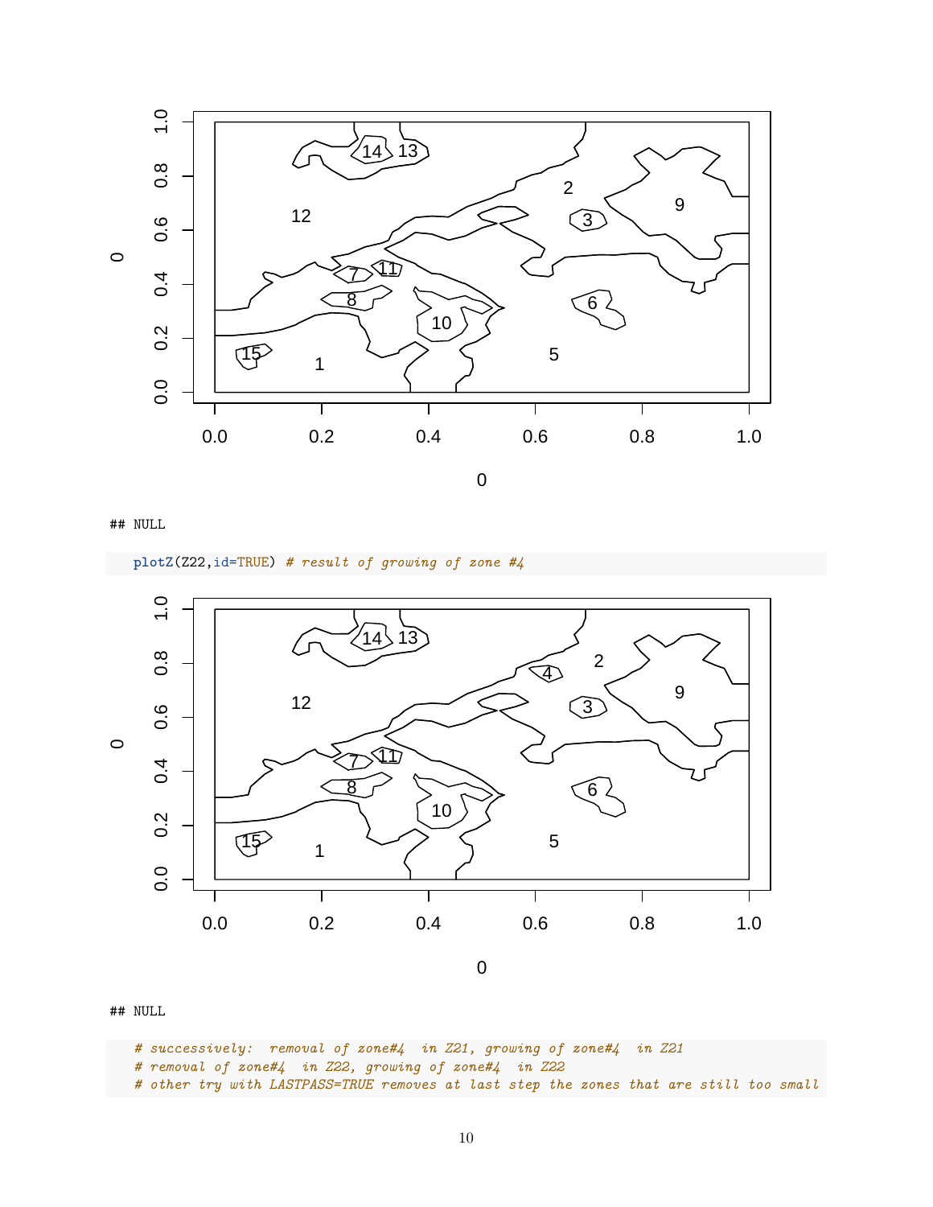## NULL

```
plotZ(Z22,id=TRUE) # result of growing of zone #4
```

## NULL

```
# successively:  removal of zone#4  in Z21, growing of zone#4  in Z21
# removal of zone#4  in Z22, growing of zone#4  in Z22
# other try with LASTPASS=TRUE removes at last step the zones that are still too small
```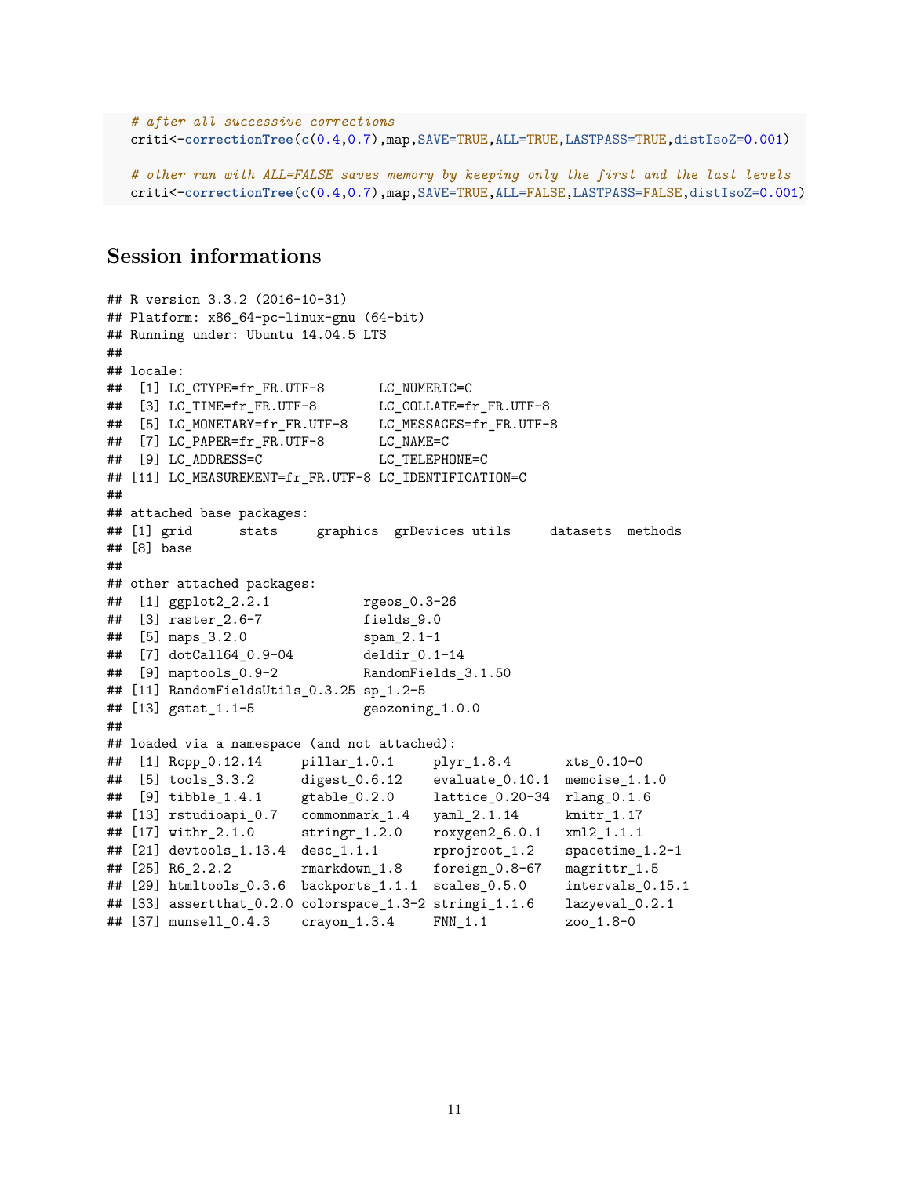```r
# after all successive corrections
criti<-correctionTree(c(0.4,0.7),map,SAVE=TRUE,ALL=TRUE,LASTPASS=TRUE,distIsoZ=0.001)

# other run with ALL=FALSE saves memory by keeping only the first and the last levels
criti<-correctionTree(c(0.4,0.7),map,SAVE=TRUE,ALL=FALSE,LASTPASS=FALSE,distIsoZ=0.001)
```

## Session informations

```
## R version 3.3.2 (2016-10-31)
## Platform: x86_64-pc-linux-gnu (64-bit)
## Running under: Ubuntu 14.04.5 LTS
##
## locale:
##  [1] LC_CTYPE=fr_FR.UTF-8       LC_NUMERIC=C
##  [3] LC_TIME=fr_FR.UTF-8        LC_COLLATE=fr_FR.UTF-8
##  [5] LC_MONETARY=fr_FR.UTF-8    LC_MESSAGES=fr_FR.UTF-8
##  [7] LC_PAPER=fr_FR.UTF-8       LC_NAME=C
##  [9] LC_ADDRESS=C               LC_TELEPHONE=C
## [11] LC_MEASUREMENT=fr_FR.UTF-8 LC_IDENTIFICATION=C
##
## attached base packages:
## [1] grid      stats     graphics  grDevices utils     datasets  methods
## [8] base
##
## other attached packages:
##  [1] ggplot2_2.2.1            rgeos_0.3-26
##  [3] raster_2.6-7             fields_9.0
##  [5] maps_3.2.0               spam_2.1-1
##  [7] dotCall64_0.9-04         deldir_0.1-14
##  [9] maptools_0.9-2           RandomFields_3.1.50
## [11] RandomFieldsUtils_0.3.25 sp_1.2-5
## [13] gstat_1.1-5              geozoning_1.0.0
##
## loaded via a namespace (and not attached):
##  [1] Rcpp_0.12.14     pillar_1.0.1     plyr_1.8.4       xts_0.10-0
##  [5] tools_3.3.2      digest_0.6.12    evaluate_0.10.1  memoise_1.1.0
##  [9] tibble_1.4.1     gtable_0.2.0     lattice_0.20-34  rlang_0.1.6
## [13] rstudioapi_0.7   commonmark_1.4   yaml_2.1.14      knitr_1.17
## [17] withr_2.1.0      stringr_1.2.0    roxygen2_6.0.1   xml2_1.1.1
## [21] devtools_1.13.4  desc_1.1.1       rprojroot_1.2    spacetime_1.2-1
## [25] R6_2.2.2         rmarkdown_1.8    foreign_0.8-67   magrittr_1.5
## [29] htmltools_0.3.6  backports_1.1.1  scales_0.5.0     intervals_0.15.1
## [33] assertthat_0.2.0 colorspace_1.3-2 stringi_1.1.6    lazyeval_0.2.1
## [37] munsell_0.4.3    crayon_1.3.4     FNN_1.1          zoo_1.8-0
```